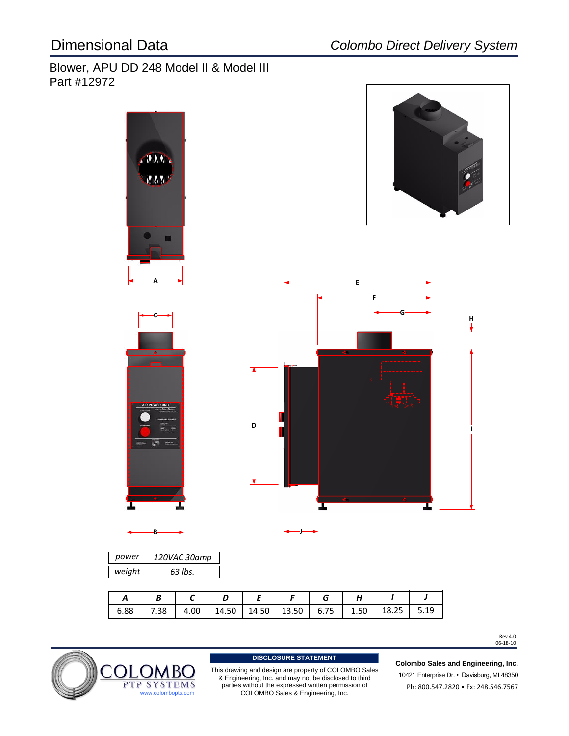# Dimensional Data

*Colombo Direct Delivery System*

## Blower, APU DD 248 Model II & Model III

Part #12972

| power | 120VAC 30amp |
|---|---|
| weight | 63 lbs. |

| A | B | C | D | E | F | G | H | I | J |
|---|---|---|---|---|---|---|---|---|---|
| 6.88 | 7.38 | 4.00 | 14.50 | 14.50 | 13.50 | 6.75 | 1.50 | 18.25 | 5.19 |

Rev 4.0
06-18-10

**DISCLOSURE STATEMENT**

This drawing and design are property of COLOMBO Sales & Engineering, Inc. and may not be disclosed to third parties without the expressed written permission of COLOMBO Sales & Engineering, Inc.

COLOMBO PTP SYSTEMS
www.colombopts.com

**Colombo Sales and Engineering, Inc.**
10421 Enterprise Dr. • Davisburg, MI 48350
Ph: 800.547.2820 • Fx: 248.546.7567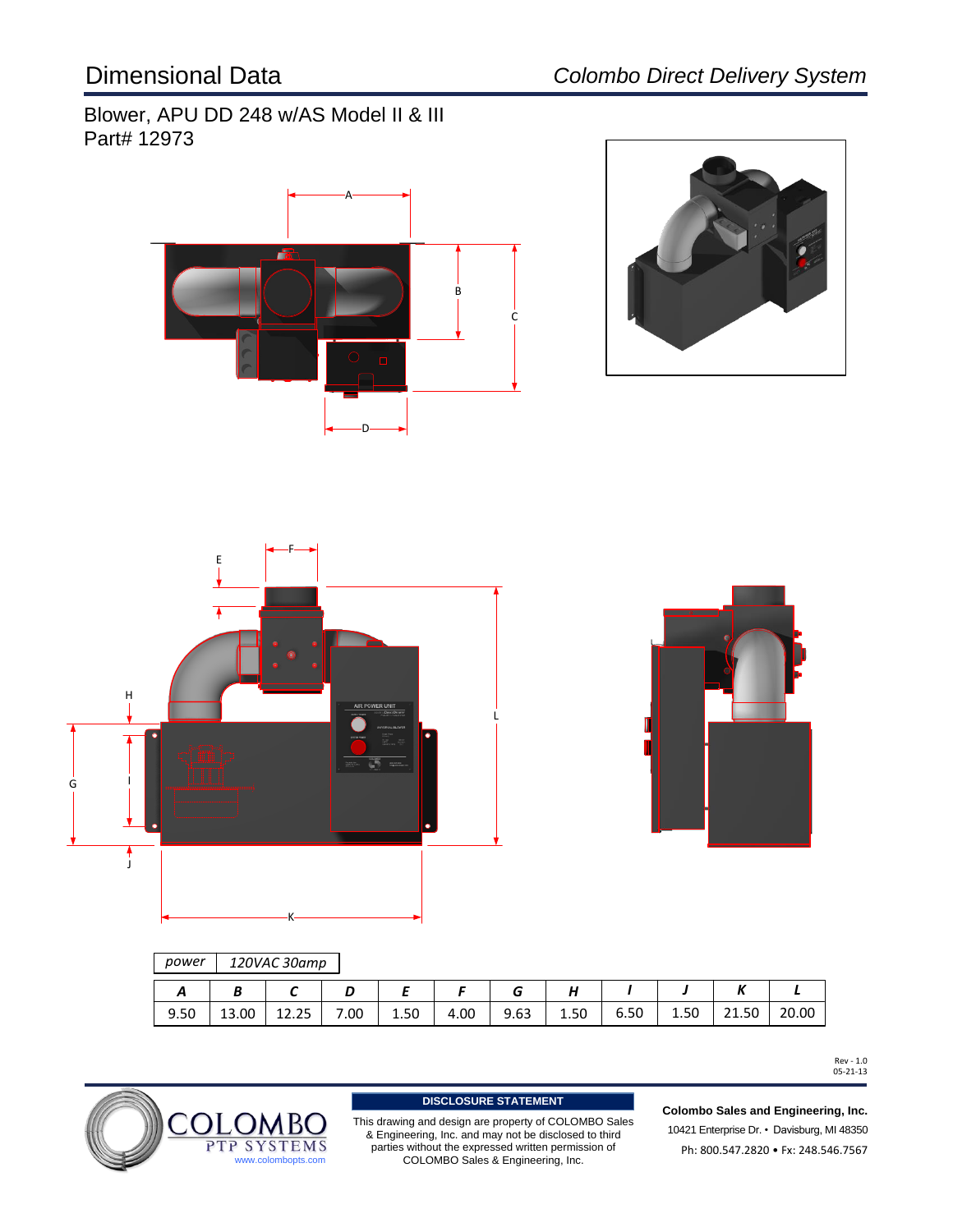# Dimensional Data

*Colombo Direct Delivery System*

## Blower, APU DD 248 w/AS Model II & III
Part# 12973

| power | 120VAC 30amp |
|---|---|

| A | B | C | D | E | F | G | H | I | J | K | L |
|---|---|---|---|---|---|---|---|---|---|---|---|
| 9.50 | 13.00 | 12.25 | 7.00 | 1.50 | 4.00 | 9.63 | 1.50 | 6.50 | 1.50 | 21.50 | 20.00 |

Rev - 1.0
05-21-13

COLOMBO PTP SYSTEMS
www.colombopts.com

**DISCLOSURE STATEMENT**

This drawing and design are property of COLOMBO Sales & Engineering, Inc. and may not be disclosed to third parties without the expressed written permission of COLOMBO Sales & Engineering, Inc.

**Colombo Sales and Engineering, Inc.**
10421 Enterprise Dr. • Davisburg, MI 48350
Ph: 800.547.2820 • Fx: 248.546.7567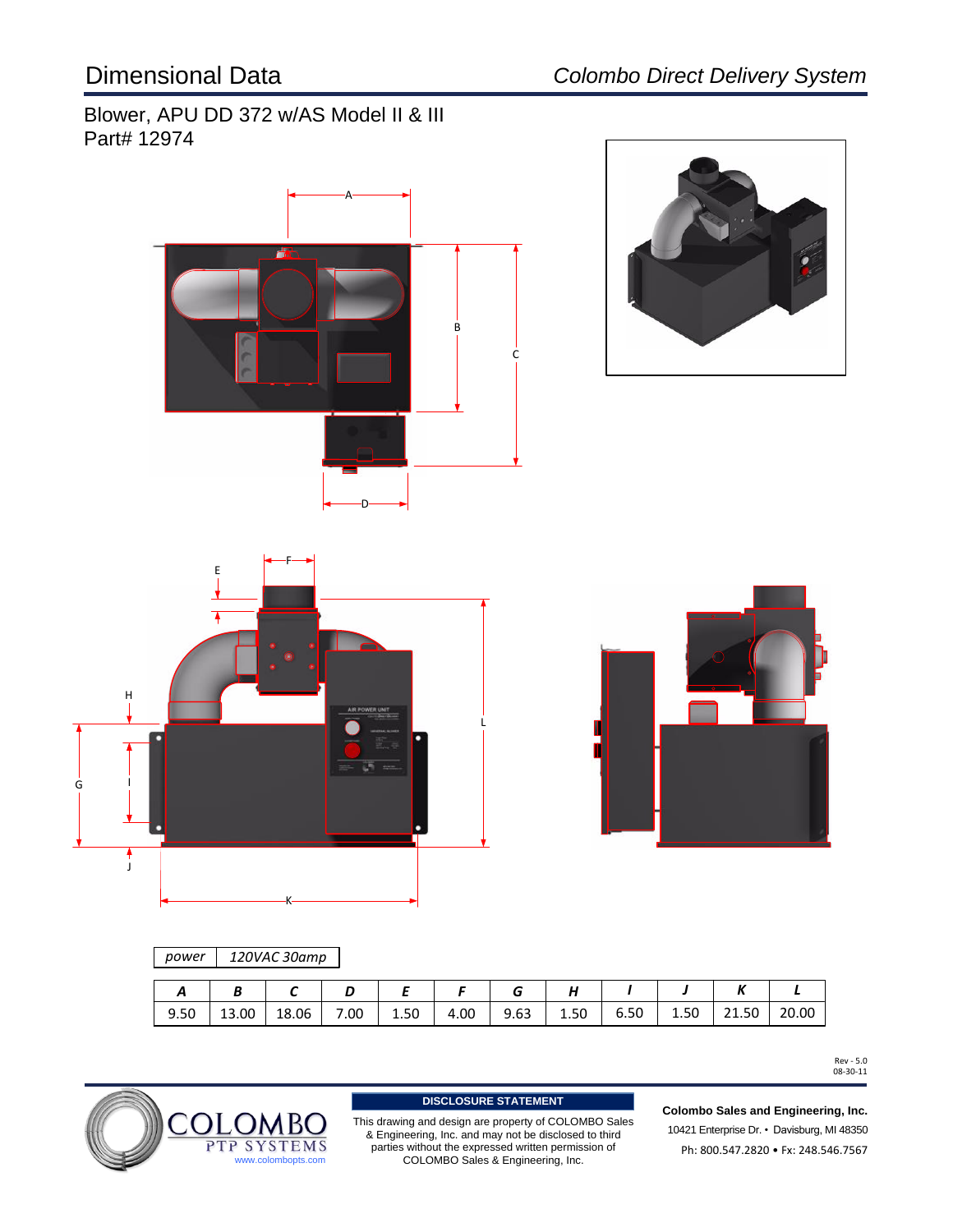# Dimensional Data

*Colombo Direct Delivery System*

## Blower, APU DD 372 w/AS Model II & III
Part# 12974

A
B
C
D
E
F
G
H
I
J
K
L

AIR POWER UNIT

| *power* | *120VAC 30amp* |
|---|---|

| A | B | C | D | E | F | G | H | I | J | K | L |
|---|---|---|---|---|---|---|---|---|---|---|---|
| 9.50 | 13.00 | 18.06 | 7.00 | 1.50 | 4.00 | 9.63 | 1.50 | 6.50 | 1.50 | 21.50 | 20.00 |

Rev - 5.0
08-30-11

COLOMBO
PTP SYSTEMS
www.colombopts.com

**DISCLOSURE STATEMENT**

This drawing and design are property of COLOMBO Sales & Engineering, Inc. and may not be disclosed to third parties without the expressed written permission of COLOMBO Sales & Engineering, Inc.

**Colombo Sales and Engineering, Inc.**
10421 Enterprise Dr. • Davisburg, MI 48350
Ph: 800.547.2820 • Fx: 248.546.7567